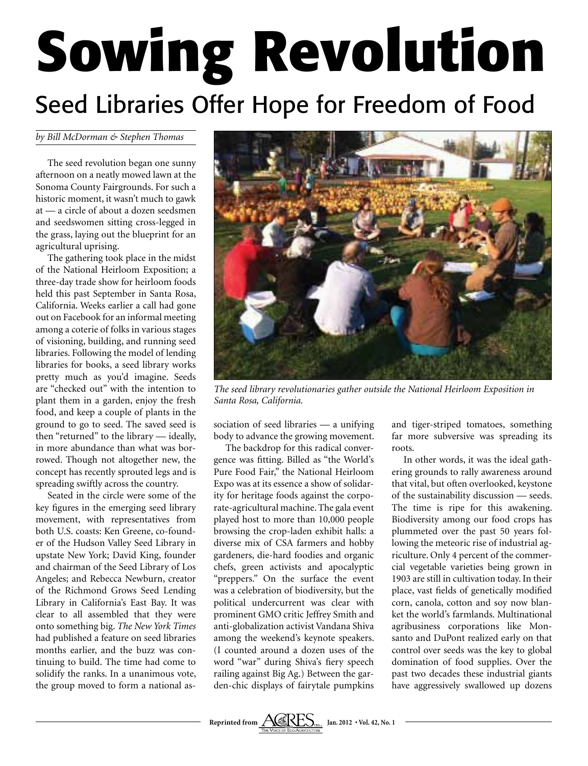# Sowing Revolution

## Seed Libraries Offer Hope for Freedom of Food

*by Bill McDorman & Stephen Thomas*

The seed revolution began one sunny afternoon on a neatly mowed lawn at the Sonoma County Fairgrounds. For such a historic moment, it wasn't much to gawk at — a circle of about a dozen seedsmen and seedswomen sitting cross-legged in the grass, laying out the blueprint for an agricultural uprising.

The gathering took place in the midst of the National Heirloom Exposition; a three-day trade show for heirloom foods held this past September in Santa Rosa, California. Weeks earlier a call had gone out on Facebook for an informal meeting among a coterie of folks in various stages of visioning, building, and running seed libraries. Following the model of lending libraries for books, a seed library works pretty much as you'd imagine. Seeds are "checked out" with the intention to plant them in a garden, enjoy the fresh food, and keep a couple of plants in the ground to go to seed. The saved seed is then "returned" to the library — ideally, in more abundance than what was borrowed. Though not altogether new, the concept has recently sprouted legs and is spreading swiftly across the country.

Seated in the circle were some of the key figures in the emerging seed library movement, with representatives from both U.S. coasts: Ken Greene, co-founder of the Hudson Valley Seed Library in upstate New York; David King, founder and chairman of the Seed Library of Los Angeles; and Rebecca Newburn, creator of the Richmond Grows Seed Lending Library in California's East Bay. It was clear to all assembled that they were onto something big. *The New York Times* had published a feature on seed libraries months earlier, and the buzz was continuing to build. The time had come to solidify the ranks. In a unanimous vote, the group moved to form a national association of seed libraries — a unifying body to advance the growing movement.

*The seed library revolutionaries gather outside the National Heirloom Exposition in Santa Rosa, California.*

The backdrop for this radical convergence was fitting. Billed as "the World's Pure Food Fair," the National Heirloom Expo was at its essence a show of solidarity for heritage foods against the corporate-agricultural machine. The gala event played host to more than 10,000 people browsing the crop-laden exhibit halls: a diverse mix of CSA farmers and hobby gardeners, die-hard foodies and organic chefs, green activists and apocalyptic "preppers." On the surface the event was a celebration of biodiversity, but the political undercurrent was clear with prominent GMO critic Jeffrey Smith and anti-globalization activist Vandana Shiva among the weekend's keynote speakers. (I counted around a dozen uses of the word "war" during Shiva's fiery speech railing against Big Ag.) Between the garden-chic displays of fairytale pumpkins and tiger-striped tomatoes, something far more subversive was spreading its roots.

In other words, it was the ideal gathering grounds to rally awareness around that vital, but often overlooked, keystone of the sustainability discussion — seeds. The time is ripe for this awakening. Biodiversity among our food crops has plummeted over the past 50 years following the meteoric rise of industrial agriculture. Only 4 percent of the commercial vegetable varieties being grown in 1903 are still in cultivation today. In their place, vast fields of genetically modified corn, canola, cotton and soy now blanket the world's farmlands. Multinational agribusiness corporations like Monsanto and DuPont realized early on that control over seeds was the key to global domination of food supplies. Over the past two decades these industrial giants have aggressively swallowed up dozens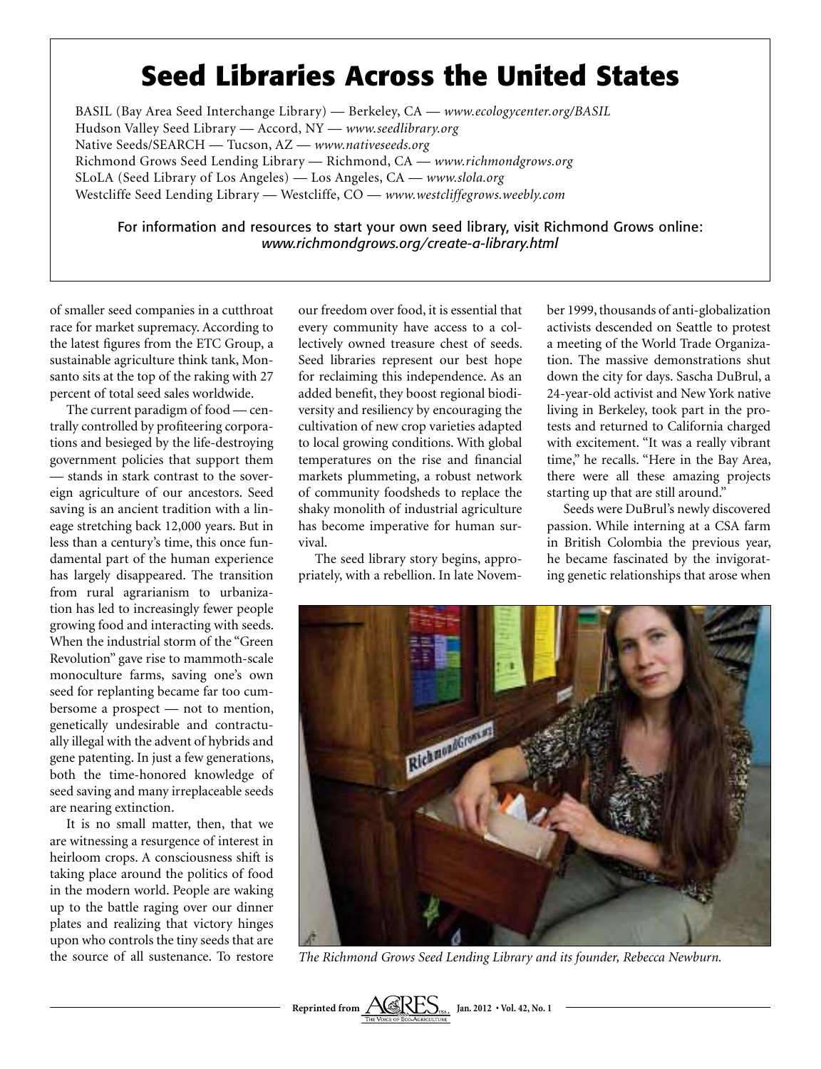## Seed Libraries Across the United States

BASIL (Bay Area Seed Interchange Library) — Berkeley, CA — *www.ecologycenter.org/BASIL*
Hudson Valley Seed Library — Accord, NY — *www.seedlibrary.org*
Native Seeds/SEARCH — Tucson, AZ — *www.nativeseeds.org*
Richmond Grows Seed Lending Library — Richmond, CA — *www.richmondgrows.org*
SLoLA (Seed Library of Los Angeles) — Los Angeles, CA — *www.slola.org*
Westcliffe Seed Lending Library — Westcliffe, CO — *www.westcliffegrows.weebly.com*

For information and resources to start your own seed library, visit Richmond Grows online:
*www.richmondgrows.org/create-a-library.html*

of smaller seed companies in a cutthroat race for market supremacy. According to the latest figures from the ETC Group, a sustainable agriculture think tank, Monsanto sits at the top of the raking with 27 percent of total seed sales worldwide.

The current paradigm of food — centrally controlled by profiteering corporations and besieged by the life-destroying government policies that support them — stands in stark contrast to the sovereign agriculture of our ancestors. Seed saving is an ancient tradition with a lineage stretching back 12,000 years. But in less than a century's time, this once fundamental part of the human experience has largely disappeared. The transition from rural agrarianism to urbanization has led to increasingly fewer people growing food and interacting with seeds. When the industrial storm of the "Green Revolution" gave rise to mammoth-scale monoculture farms, saving one's own seed for replanting became far too cumbersome a prospect — not to mention, genetically undesirable and contractually illegal with the advent of hybrids and gene patenting. In just a few generations, both the time-honored knowledge of seed saving and many irreplaceable seeds are nearing extinction.

It is no small matter, then, that we are witnessing a resurgence of interest in heirloom crops. A consciousness shift is taking place around the politics of food in the modern world. People are waking up to the battle raging over our dinner plates and realizing that victory hinges upon who controls the tiny seeds that are the source of all sustenance. To restore our freedom over food, it is essential that every community have access to a collectively owned treasure chest of seeds. Seed libraries represent our best hope for reclaiming this independence. As an added benefit, they boost regional biodiversity and resiliency by encouraging the cultivation of new crop varieties adapted to local growing conditions. With global temperatures on the rise and financial markets plummeting, a robust network of community foodsheds to replace the shaky monolith of industrial agriculture has become imperative for human survival.

The seed library story begins, appropriately, with a rebellion. In late November 1999, thousands of anti-globalization activists descended on Seattle to protest a meeting of the World Trade Organization. The massive demonstrations shut down the city for days. Sascha DuBrul, a 24-year-old activist and New York native living in Berkeley, took part in the protests and returned to California charged with excitement. "It was a really vibrant time," he recalls. "Here in the Bay Area, there were all these amazing projects starting up that are still around."

Seeds were DuBrul's newly discovered passion. While interning at a CSA farm in British Colombia the previous year, he became fascinated by the invigorating genetic relationships that arose when

*The Richmond Grows Seed Lending Library and its founder, Rebecca Newburn.*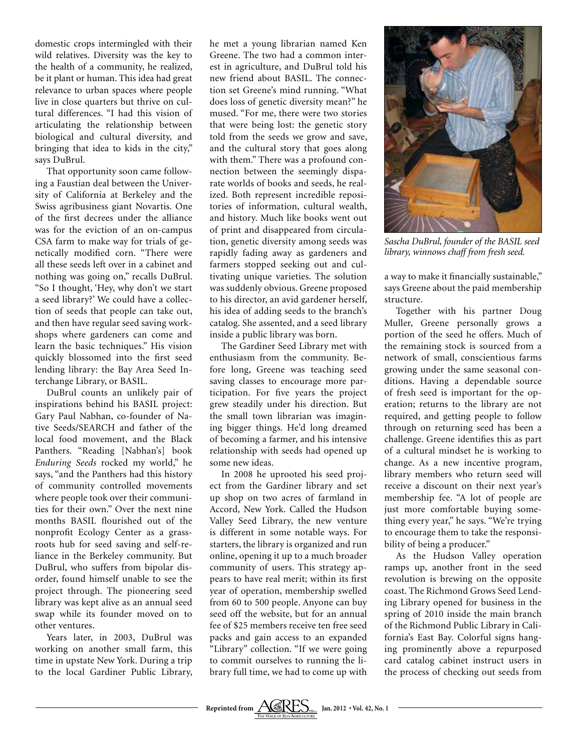domestic crops intermingled with their wild relatives. Diversity was the key to the health of a community, he realized, be it plant or human. This idea had great relevance to urban spaces where people live in close quarters but thrive on cultural differences. "I had this vision of articulating the relationship between biological and cultural diversity, and bringing that idea to kids in the city," says DuBrul.

That opportunity soon came following a Faustian deal between the University of California at Berkeley and the Swiss agribusiness giant Novartis. One of the first decrees under the alliance was for the eviction of an on-campus CSA farm to make way for trials of genetically modified corn. "There were all these seeds left over in a cabinet and nothing was going on," recalls DuBrul. "So I thought, 'Hey, why don't we start a seed library?' We could have a collection of seeds that people can take out, and then have regular seed saving workshops where gardeners can come and learn the basic techniques." His vision quickly blossomed into the first seed lending library: the Bay Area Seed Interchange Library, or BASIL.

DuBrul counts an unlikely pair of inspirations behind his BASIL project: Gary Paul Nabhan, co-founder of Native Seeds/SEARCH and father of the local food movement, and the Black Panthers. "Reading [Nabhan's] book *Enduring Seeds* rocked my world," he says, "and the Panthers had this history of community controlled movements where people took over their communities for their own." Over the next nine months BASIL flourished out of the nonprofit Ecology Center as a grassroots hub for seed saving and self-reliance in the Berkeley community. But DuBrul, who suffers from bipolar disorder, found himself unable to see the project through. The pioneering seed library was kept alive as an annual seed swap while its founder moved on to other ventures.

Years later, in 2003, DuBrul was working on another small farm, this time in upstate New York. During a trip to the local Gardiner Public Library, he met a young librarian named Ken Greene. The two had a common interest in agriculture, and DuBrul told his new friend about BASIL. The connection set Greene's mind running. "What does loss of genetic diversity mean?" he mused. "For me, there were two stories that were being lost: the genetic story told from the seeds we grow and save, and the cultural story that goes along with them." There was a profound connection between the seemingly disparate worlds of books and seeds, he realized. Both represent incredible repositories of information, cultural wealth, and history. Much like books went out of print and disappeared from circulation, genetic diversity among seeds was rapidly fading away as gardeners and farmers stopped seeking out and cultivating unique varieties. The solution was suddenly obvious. Greene proposed to his director, an avid gardener herself, his idea of adding seeds to the branch's catalog. She assented, and a seed library inside a public library was born.

The Gardiner Seed Library met with enthusiasm from the community. Before long, Greene was teaching seed saving classes to encourage more participation. For five years the project grew steadily under his direction. But the small town librarian was imagining bigger things. He'd long dreamed of becoming a farmer, and his intensive relationship with seeds had opened up some new ideas.

In 2008 he uprooted his seed project from the Gardiner library and set up shop on two acres of farmland in Accord, New York. Called the Hudson Valley Seed Library, the new venture is different in some notable ways. For starters, the library is organized and run online, opening it up to a much broader community of users. This strategy appears to have real merit; within its first year of operation, membership swelled from 60 to 500 people. Anyone can buy seed off the website, but for an annual fee of $25 members receive ten free seed packs and gain access to an expanded "Library" collection. "If we were going to commit ourselves to running the library full time, we had to come up with a way to make it financially sustainable," says Greene about the paid membership structure.

*Sascha DuBrul, founder of the BASIL seed library, winnows chaff from fresh seed.*

Together with his partner Doug Muller, Greene personally grows a portion of the seed he offers. Much of the remaining stock is sourced from a network of small, conscientious farms growing under the same seasonal conditions. Having a dependable source of fresh seed is important for the operation; returns to the library are not required, and getting people to follow through on returning seed has been a challenge. Greene identifies this as part of a cultural mindset he is working to change. As a new incentive program, library members who return seed will receive a discount on their next year's membership fee. "A lot of people are just more comfortable buying something every year," he says. "We're trying to encourage them to take the responsibility of being a producer."

As the Hudson Valley operation ramps up, another front in the seed revolution is brewing on the opposite coast. The Richmond Grows Seed Lending Library opened for business in the spring of 2010 inside the main branch of the Richmond Public Library in California's East Bay. Colorful signs hanging prominently above a repurposed card catalog cabinet instruct users in the process of checking out seeds from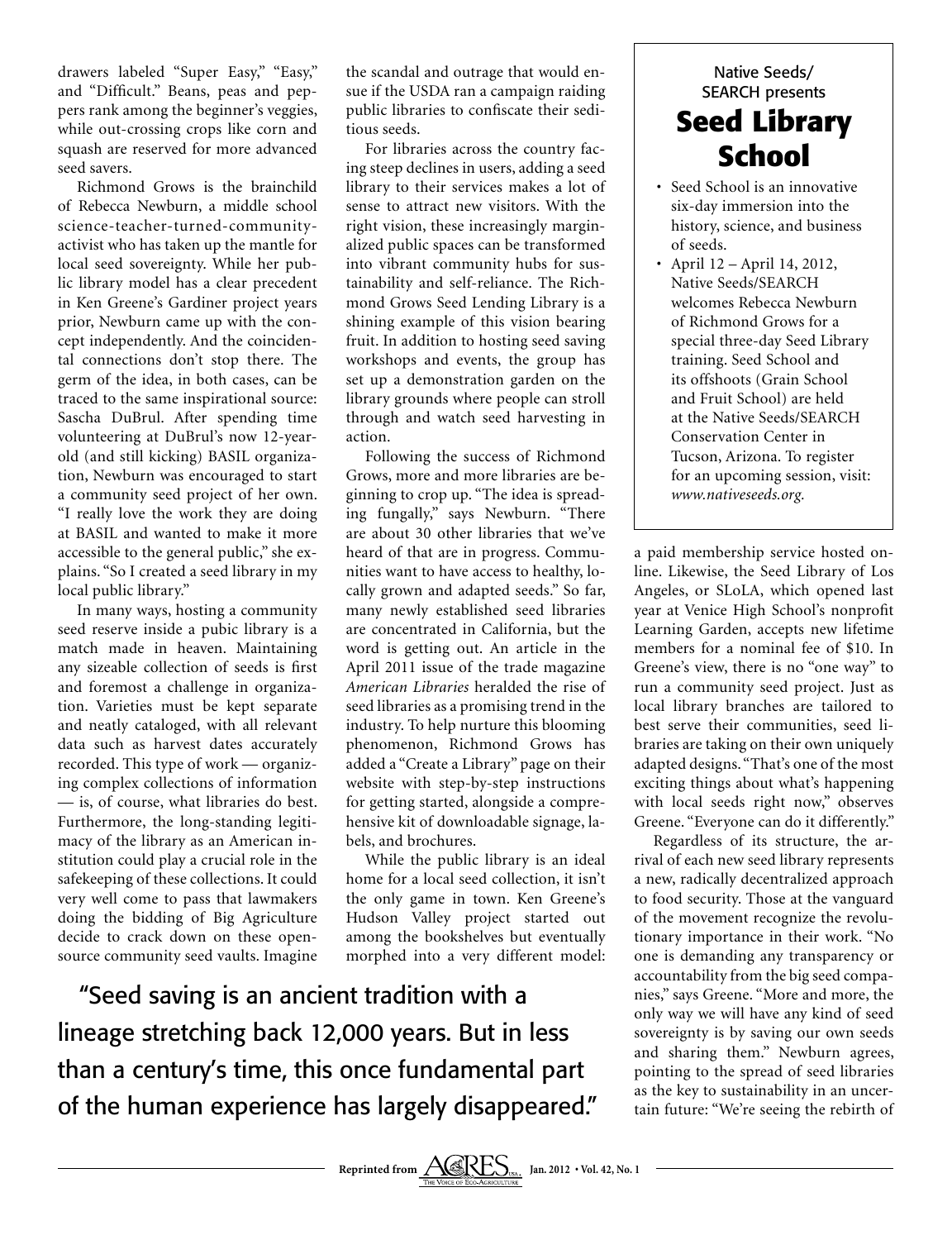drawers labeled "Super Easy," "Easy," and "Difficult." Beans, peas and peppers rank among the beginner's veggies, while out-crossing crops like corn and squash are reserved for more advanced seed savers.

Richmond Grows is the brainchild of Rebecca Newburn, a middle school science-teacher-turned-community-activist who has taken up the mantle for local seed sovereignty. While her public library model has a clear precedent in Ken Greene's Gardiner project years prior, Newburn came up with the concept independently. And the coincidental connections don't stop there. The germ of the idea, in both cases, can be traced to the same inspirational source: Sascha DuBrul. After spending time volunteering at DuBrul's now 12-year-old (and still kicking) BASIL organization, Newburn was encouraged to start a community seed project of her own. "I really love the work they are doing at BASIL and wanted to make it more accessible to the general public," she explains. "So I created a seed library in my local public library."

In many ways, hosting a community seed reserve inside a pubic library is a match made in heaven. Maintaining any sizeable collection of seeds is first and foremost a challenge in organization. Varieties must be kept separate and neatly cataloged, with all relevant data such as harvest dates accurately recorded. This type of work — organizing complex collections of information — is, of course, what libraries do best. Furthermore, the long-standing legitimacy of the library as an American institution could play a crucial role in the safekeeping of these collections. It could very well come to pass that lawmakers doing the bidding of Big Agriculture decide to crack down on these open-source community seed vaults. Imagine the scandal and outrage that would ensue if the USDA ran a campaign raiding public libraries to confiscate their seditious seeds.

For libraries across the country facing steep declines in users, adding a seed library to their services makes a lot of sense to attract new visitors. With the right vision, these increasingly marginalized public spaces can be transformed into vibrant community hubs for sustainability and self-reliance. The Richmond Grows Seed Lending Library is a shining example of this vision bearing fruit. In addition to hosting seed saving workshops and events, the group has set up a demonstration garden on the library grounds where people can stroll through and watch seed harvesting in action.

Following the success of Richmond Grows, more and more libraries are beginning to crop up. "The idea is spreading fungally," says Newburn. "There are about 30 other libraries that we've heard of that are in progress. Communities want to have access to healthy, locally grown and adapted seeds." So far, many newly established seed libraries are concentrated in California, but the word is getting out. An article in the April 2011 issue of the trade magazine *American Libraries* heralded the rise of seed libraries as a promising trend in the industry. To help nurture this blooming phenomenon, Richmond Grows has added a "Create a Library" page on their website with step-by-step instructions for getting started, alongside a comprehensive kit of downloadable signage, labels, and brochures.

While the public library is an ideal home for a local seed collection, it isn't the only game in town. Ken Greene's Hudson Valley project started out among the bookshelves but eventually morphed into a very different model: a paid membership service hosted online. Likewise, the Seed Library of Los Angeles, or SLoLA, which opened last year at Venice High School's nonprofit Learning Garden, accepts new lifetime members for a nominal fee of $10. In Greene's view, there is no "one way" to run a community seed project. Just as local library branches are tailored to best serve their communities, seed libraries are taking on their own uniquely adapted designs. "That's one of the most exciting things about what's happening with local seeds right now," observes Greene. "Everyone can do it differently."

Regardless of its structure, the arrival of each new seed library represents a new, radically decentralized approach to food security. Those at the vanguard of the movement recognize the revolutionary importance in their work. "No one is demanding any transparency or accountability from the big seed companies," says Greene. "More and more, the only way we will have any kind of seed sovereignty is by saving our own seeds and sharing them." Newburn agrees, pointing to the spread of seed libraries as the key to sustainability in an uncertain future: "We're seeing the rebirth of

> "Seed saving is an ancient tradition with a lineage stretching back 12,000 years. But in less than a century's time, this once fundamental part of the human experience has largely disappeared."

---

Native Seeds/SEARCH presents

## Seed Library School

- Seed School is an innovative six-day immersion into the history, science, and business of seeds.
- April 12 – April 14, 2012, Native Seeds/SEARCH welcomes Rebecca Newburn of Richmond Grows for a special three-day Seed Library training. Seed School and its offshoots (Grain School and Fruit School) are held at the Native Seeds/SEARCH Conservation Center in Tucson, Arizona. To register for an upcoming session, visit: *www.nativeseeds.org.*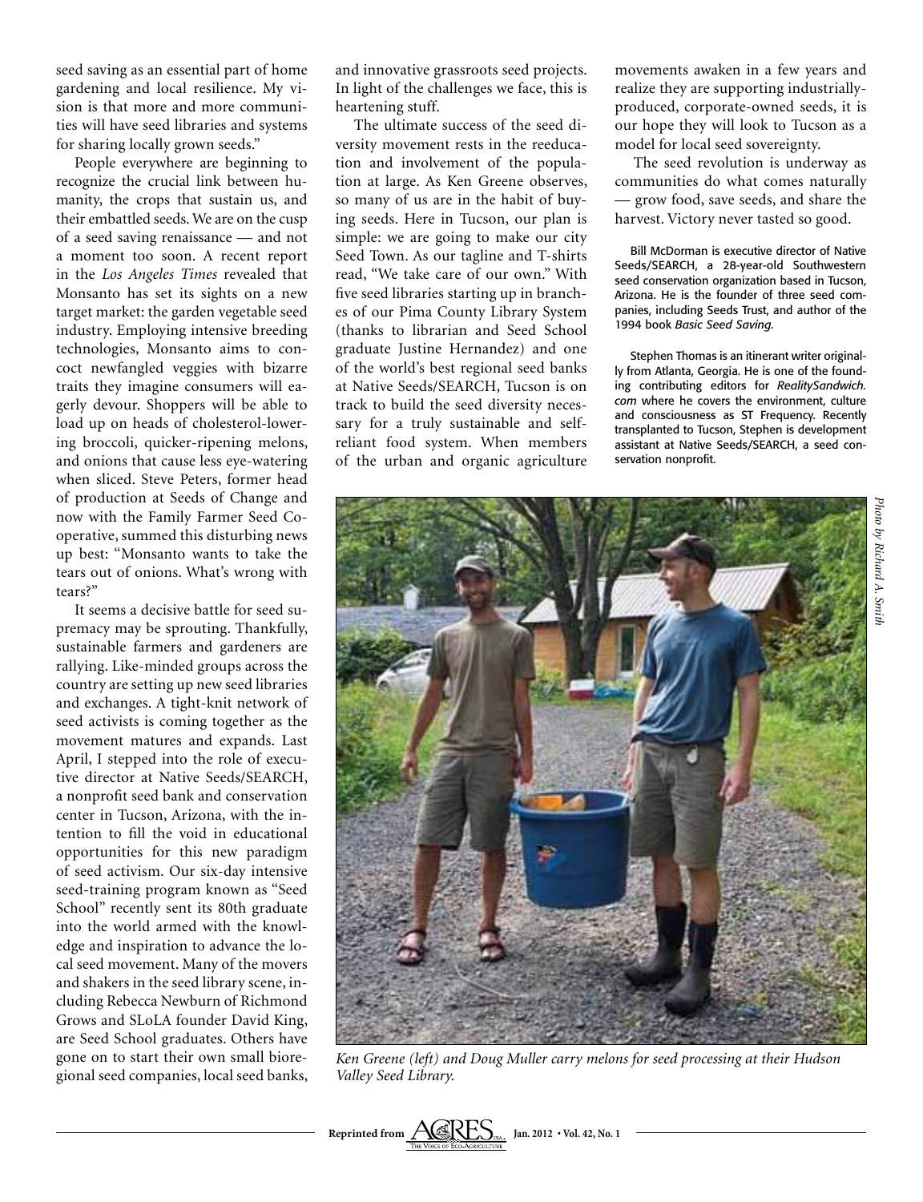seed saving as an essential part of home gardening and local resilience. My vision is that more and more communities will have seed libraries and systems for sharing locally grown seeds."

People everywhere are beginning to recognize the crucial link between humanity, the crops that sustain us, and their embattled seeds. We are on the cusp of a seed saving renaissance — and not a moment too soon. A recent report in the *Los Angeles Times* revealed that Monsanto has set its sights on a new target market: the garden vegetable seed industry. Employing intensive breeding technologies, Monsanto aims to concoct newfangled veggies with bizarre traits they imagine consumers will eagerly devour. Shoppers will be able to load up on heads of cholesterol-lowering broccoli, quicker-ripening melons, and onions that cause less eye-watering when sliced. Steve Peters, former head of production at Seeds of Change and now with the Family Farmer Seed Cooperative, summed this disturbing news up best: "Monsanto wants to take the tears out of onions. What's wrong with tears?"

It seems a decisive battle for seed supremacy may be sprouting. Thankfully, sustainable farmers and gardeners are rallying. Like-minded groups across the country are setting up new seed libraries and exchanges. A tight-knit network of seed activists is coming together as the movement matures and expands. Last April, I stepped into the role of executive director at Native Seeds/SEARCH, a nonprofit seed bank and conservation center in Tucson, Arizona, with the intention to fill the void in educational opportunities for this new paradigm of seed activism. Our six-day intensive seed-training program known as "Seed School" recently sent its 80th graduate into the world armed with the knowledge and inspiration to advance the local seed movement. Many of the movers and shakers in the seed library scene, including Rebecca Newburn of Richmond Grows and SLoLA founder David King, are Seed School graduates. Others have gone on to start their own small bioregional seed companies, local seed banks, and innovative grassroots seed projects. In light of the challenges we face, this is heartening stuff.

The ultimate success of the seed diversity movement rests in the reeducation and involvement of the population at large. As Ken Greene observes, so many of us are in the habit of buying seeds. Here in Tucson, our plan is simple: we are going to make our city Seed Town. As our tagline and T-shirts read, "We take care of our own." With five seed libraries starting up in branches of our Pima County Library System (thanks to librarian and Seed School graduate Justine Hernandez) and one of the world's best regional seed banks at Native Seeds/SEARCH, Tucson is on track to build the seed diversity necessary for a truly sustainable and self-reliant food system. When members of the urban and organic agriculture movements awaken in a few years and realize they are supporting industrially-produced, corporate-owned seeds, it is our hope they will look to Tucson as a model for local seed sovereignty.

The seed revolution is underway as communities do what comes naturally — grow food, save seeds, and share the harvest. Victory never tasted so good.

Bill McDorman is executive director of Native Seeds/SEARCH, a 28-year-old Southwestern seed conservation organization based in Tucson, Arizona. He is the founder of three seed companies, including Seeds Trust, and author of the 1994 book *Basic Seed Saving.*

Stephen Thomas is an itinerant writer originally from Atlanta, Georgia. He is one of the founding contributing editors for *RealitySandwich.com* where he covers the environment, culture and consciousness as ST Frequency. Recently transplanted to Tucson, Stephen is development assistant at Native Seeds/SEARCH, a seed conservation nonprofit.

*Photo by Richard A. Smith*

*Ken Greene (left) and Doug Muller carry melons for seed processing at their Hudson Valley Seed Library.*

Reprinted from ACRES USA, The Voice of Eco-Agriculture, Jan. 2012 • Vol. 42, No. 1